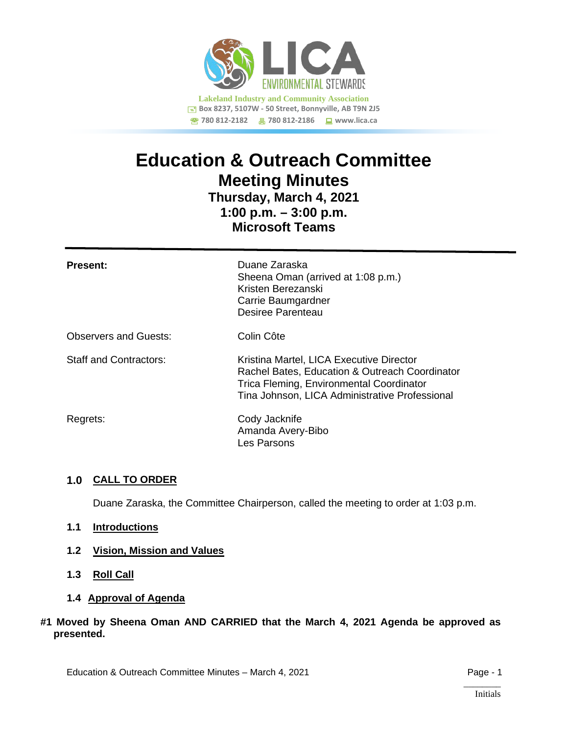LICA ENVIRONMENTAL STEWARDS

**Lakeland Industry and Community Association**
Box 8237, 5107W - 50 Street, Bonnyville, AB T9N 2J5
780 812-2182 780 812-2186 www.lica.ca

# Education & Outreach Committee
## Meeting Minutes
### Thursday, March 4, 2021
### 1:00 p.m. – 3:00 p.m.
### Microsoft Teams

---

| | |
|---|---|
| **Present:** | Duane Zaraska<br>Sheena Oman (arrived at 1:08 p.m.)<br>Kristen Berezanski<br>Carrie Baumgardner<br>Desiree Parenteau |
| Observers and Guests: | Colin Côte |
| Staff and Contractors: | Kristina Martel, LICA Executive Director<br>Rachel Bates, Education & Outreach Coordinator<br>Trica Fleming, Environmental Coordinator<br>Tina Johnson, LICA Administrative Professional |
| Regrets: | Cody Jacknife<br>Amanda Avery-Bibo<br>Les Parsons |

**1.0 CALL TO ORDER**

Duane Zaraska, the Committee Chairperson, called the meeting to order at 1:03 p.m.

**1.1 Introductions**

**1.2 Vision, Mission and Values**

**1.3 Roll Call**

**1.4 Approval of Agenda**

**#1 Moved by Sheena Oman AND CARRIED that the March 4, 2021 Agenda be approved as presented.**

_______
Initials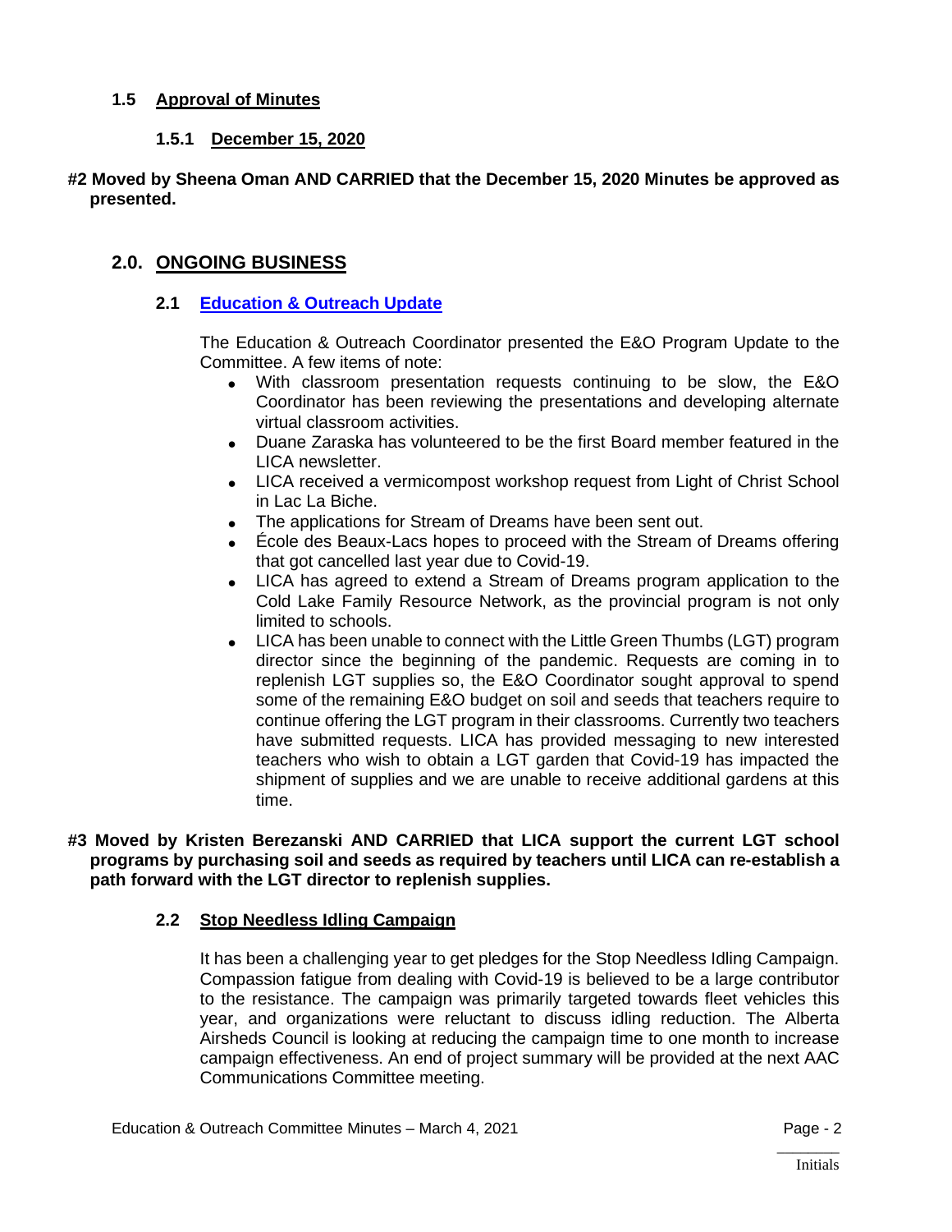### 1.5 Approval of Minutes

#### 1.5.1 December 15, 2020

**#2 Moved by Sheena Oman AND CARRIED that the December 15, 2020 Minutes be approved as presented.**

## 2.0. ONGOING BUSINESS

### 2.1 Education & Outreach Update

The Education & Outreach Coordinator presented the E&O Program Update to the Committee. A few items of note:

- With classroom presentation requests continuing to be slow, the E&O Coordinator has been reviewing the presentations and developing alternate virtual classroom activities.
- Duane Zaraska has volunteered to be the first Board member featured in the LICA newsletter.
- LICA received a vermicompost workshop request from Light of Christ School in Lac La Biche.
- The applications for Stream of Dreams have been sent out.
- École des Beaux-Lacs hopes to proceed with the Stream of Dreams offering that got cancelled last year due to Covid-19.
- LICA has agreed to extend a Stream of Dreams program application to the Cold Lake Family Resource Network, as the provincial program is not only limited to schools.
- LICA has been unable to connect with the Little Green Thumbs (LGT) program director since the beginning of the pandemic. Requests are coming in to replenish LGT supplies so, the E&O Coordinator sought approval to spend some of the remaining E&O budget on soil and seeds that teachers require to continue offering the LGT program in their classrooms. Currently two teachers have submitted requests. LICA has provided messaging to new interested teachers who wish to obtain a LGT garden that Covid-19 has impacted the shipment of supplies and we are unable to receive additional gardens at this time.

**#3 Moved by Kristen Berezanski AND CARRIED that LICA support the current LGT school programs by purchasing soil and seeds as required by teachers until LICA can re-establish a path forward with the LGT director to replenish supplies.**

### 2.2 Stop Needless Idling Campaign

It has been a challenging year to get pledges for the Stop Needless Idling Campaign. Compassion fatigue from dealing with Covid-19 is believed to be a large contributor to the resistance. The campaign was primarily targeted towards fleet vehicles this year, and organizations were reluctant to discuss idling reduction. The Alberta Airsheds Council is looking at reducing the campaign time to one month to increase campaign effectiveness. An end of project summary will be provided at the next AAC Communications Committee meeting.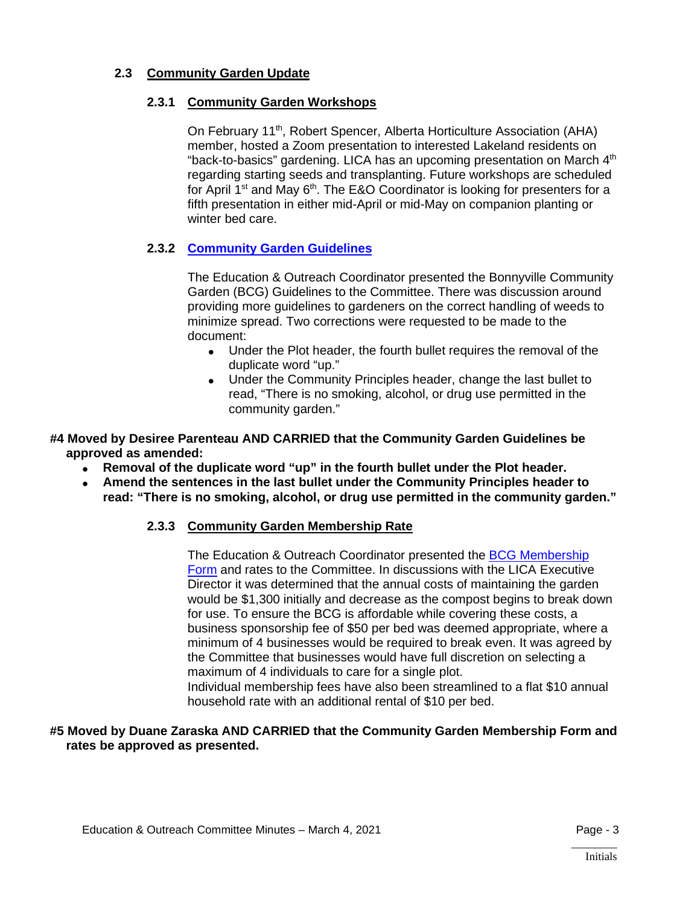## 2.3 Community Garden Update

### 2.3.1 Community Garden Workshops

On February 11th, Robert Spencer, Alberta Horticulture Association (AHA) member, hosted a Zoom presentation to interested Lakeland residents on "back-to-basics" gardening. LICA has an upcoming presentation on March 4th regarding starting seeds and transplanting. Future workshops are scheduled for April 1st and May 6th. The E&O Coordinator is looking for presenters for a fifth presentation in either mid-April or mid-May on companion planting or winter bed care.

### 2.3.2 Community Garden Guidelines

The Education & Outreach Coordinator presented the Bonnyville Community Garden (BCG) Guidelines to the Committee. There was discussion around providing more guidelines to gardeners on the correct handling of weeds to minimize spread. Two corrections were requested to be made to the document:

- Under the Plot header, the fourth bullet requires the removal of the duplicate word "up."
- Under the Community Principles header, change the last bullet to read, "There is no smoking, alcohol, or drug use permitted in the community garden."

**#4 Moved by Desiree Parenteau AND CARRIED that the Community Garden Guidelines be approved as amended:**

- **Removal of the duplicate word "up" in the fourth bullet under the Plot header.**
- **Amend the sentences in the last bullet under the Community Principles header to read: "There is no smoking, alcohol, or drug use permitted in the community garden."**

### 2.3.3 Community Garden Membership Rate

The Education & Outreach Coordinator presented the BCG Membership Form and rates to the Committee. In discussions with the LICA Executive Director it was determined that the annual costs of maintaining the garden would be $1,300 initially and decrease as the compost begins to break down for use. To ensure the BCG is affordable while covering these costs, a business sponsorship fee of $50 per bed was deemed appropriate, where a minimum of 4 businesses would be required to break even. It was agreed by the Committee that businesses would have full discretion on selecting a maximum of 4 individuals to care for a single plot.

Individual membership fees have also been streamlined to a flat $10 annual household rate with an additional rental of $10 per bed.

**#5 Moved by Duane Zaraska AND CARRIED that the Community Garden Membership Form and rates be approved as presented.**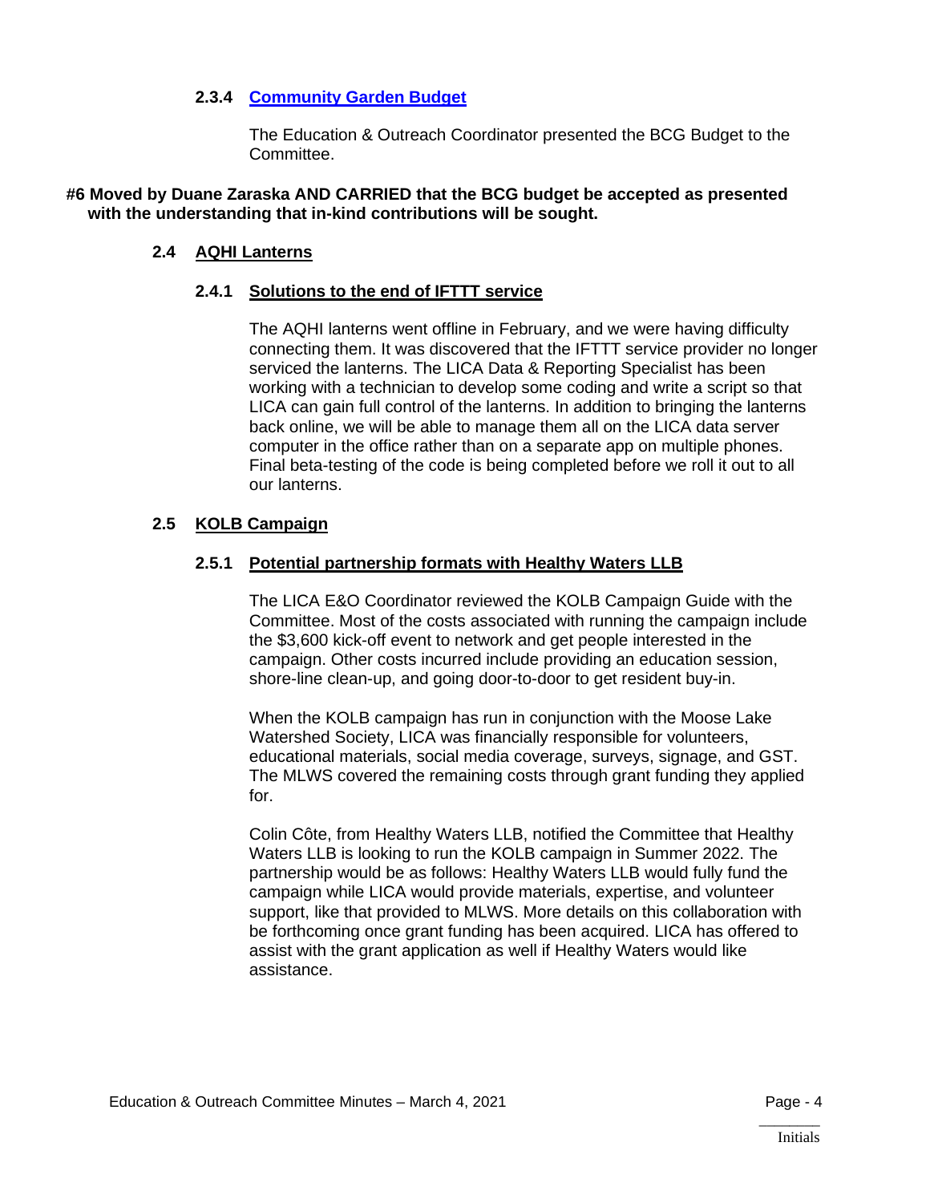#### 2.3.4 Community Garden Budget

The Education & Outreach Coordinator presented the BCG Budget to the Committee.

**#6 Moved by Duane Zaraska AND CARRIED that the BCG budget be accepted as presented with the understanding that in-kind contributions will be sought.**

### 2.4 AQHI Lanterns

#### 2.4.1 Solutions to the end of IFTTT service

The AQHI lanterns went offline in February, and we were having difficulty connecting them. It was discovered that the IFTTT service provider no longer serviced the lanterns. The LICA Data & Reporting Specialist has been working with a technician to develop some coding and write a script so that LICA can gain full control of the lanterns. In addition to bringing the lanterns back online, we will be able to manage them all on the LICA data server computer in the office rather than on a separate app on multiple phones. Final beta-testing of the code is being completed before we roll it out to all our lanterns.

### 2.5 KOLB Campaign

#### 2.5.1 Potential partnership formats with Healthy Waters LLB

The LICA E&O Coordinator reviewed the KOLB Campaign Guide with the Committee. Most of the costs associated with running the campaign include the $3,600 kick-off event to network and get people interested in the campaign. Other costs incurred include providing an education session, shore-line clean-up, and going door-to-door to get resident buy-in.

When the KOLB campaign has run in conjunction with the Moose Lake Watershed Society, LICA was financially responsible for volunteers, educational materials, social media coverage, surveys, signage, and GST. The MLWS covered the remaining costs through grant funding they applied for.

Colin Côte, from Healthy Waters LLB, notified the Committee that Healthy Waters LLB is looking to run the KOLB campaign in Summer 2022. The partnership would be as follows: Healthy Waters LLB would fully fund the campaign while LICA would provide materials, expertise, and volunteer support, like that provided to MLWS. More details on this collaboration with be forthcoming once grant funding has been acquired. LICA has offered to assist with the grant application as well if Healthy Waters would like assistance.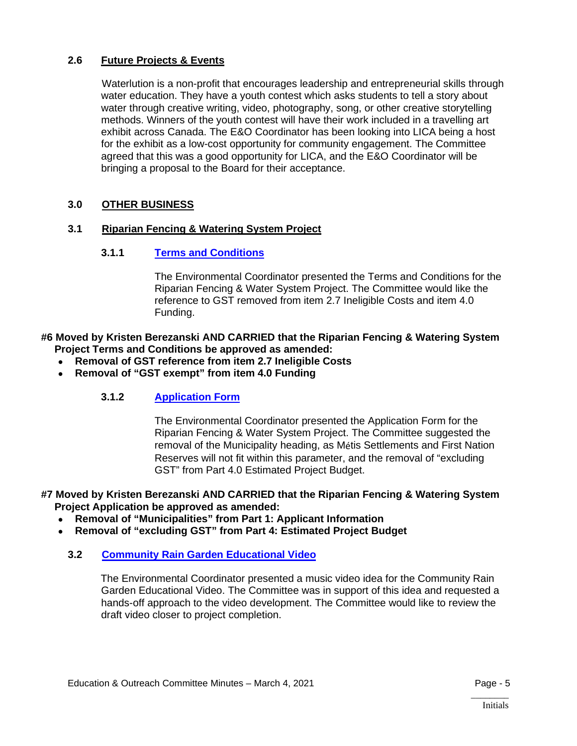### 2.6 Future Projects & Events

Waterlution is a non-profit that encourages leadership and entrepreneurial skills through water education. They have a youth contest which asks students to tell a story about water through creative writing, video, photography, song, or other creative storytelling methods. Winners of the youth contest will have their work included in a travelling art exhibit across Canada. The E&O Coordinator has been looking into LICA being a host for the exhibit as a low-cost opportunity for community engagement. The Committee agreed that this was a good opportunity for LICA, and the E&O Coordinator will be bringing a proposal to the Board for their acceptance.

## 3.0 OTHER BUSINESS

### 3.1 Riparian Fencing & Watering System Project

#### 3.1.1 Terms and Conditions

The Environmental Coordinator presented the Terms and Conditions for the Riparian Fencing & Water System Project. The Committee would like the reference to GST removed from item 2.7 Ineligible Costs and item 4.0 Funding.

**#6 Moved by Kristen Berezanski AND CARRIED that the Riparian Fencing & Watering System Project Terms and Conditions be approved as amended:**

- **Removal of GST reference from item 2.7 Ineligible Costs**
- **Removal of "GST exempt" from item 4.0 Funding**

#### 3.1.2 Application Form

The Environmental Coordinator presented the Application Form for the Riparian Fencing & Water System Project. The Committee suggested the removal of the Municipality heading, as Métis Settlements and First Nation Reserves will not fit within this parameter, and the removal of "excluding GST" from Part 4.0 Estimated Project Budget.

**#7 Moved by Kristen Berezanski AND CARRIED that the Riparian Fencing & Watering System Project Application be approved as amended:**

- **Removal of "Municipalities" from Part 1: Applicant Information**
- **Removal of "excluding GST" from Part 4: Estimated Project Budget**

### 3.2 Community Rain Garden Educational Video

The Environmental Coordinator presented a music video idea for the Community Rain Garden Educational Video. The Committee was in support of this idea and requested a hands-off approach to the video development. The Committee would like to review the draft video closer to project completion.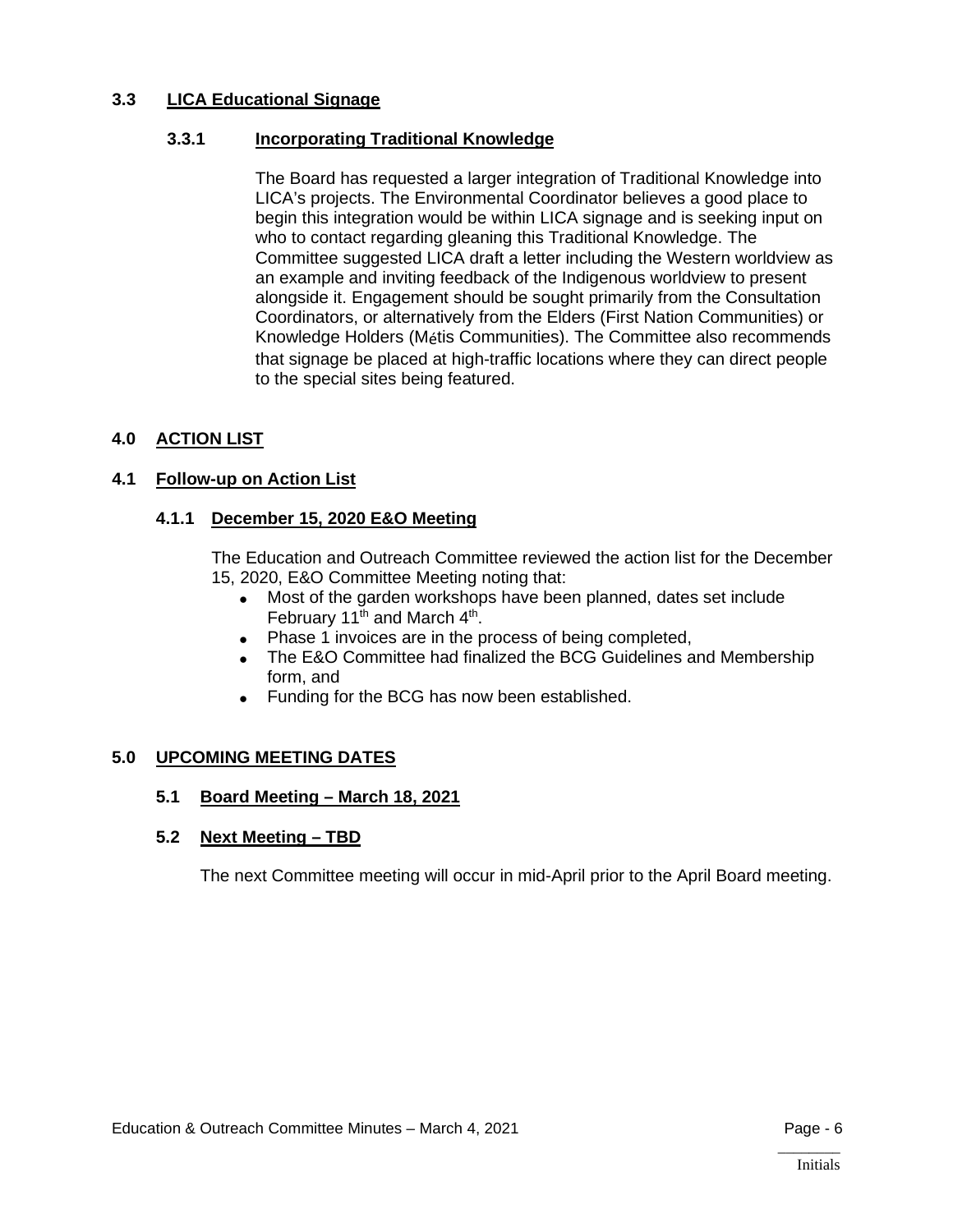### 3.3 LICA Educational Signage

#### 3.3.1 Incorporating Traditional Knowledge

The Board has requested a larger integration of Traditional Knowledge into LICA's projects. The Environmental Coordinator believes a good place to begin this integration would be within LICA signage and is seeking input on who to contact regarding gleaning this Traditional Knowledge. The Committee suggested LICA draft a letter including the Western worldview as an example and inviting feedback of the Indigenous worldview to present alongside it. Engagement should be sought primarily from the Consultation Coordinators, or alternatively from the Elders (First Nation Communities) or Knowledge Holders (Métis Communities). The Committee also recommends that signage be placed at high-traffic locations where they can direct people to the special sites being featured.

## 4.0 ACTION LIST

### 4.1 Follow-up on Action List

#### 4.1.1 December 15, 2020 E&O Meeting

The Education and Outreach Committee reviewed the action list for the December 15, 2020, E&O Committee Meeting noting that:

- Most of the garden workshops have been planned, dates set include February 11th and March 4th.
- Phase 1 invoices are in the process of being completed,
- The E&O Committee had finalized the BCG Guidelines and Membership form, and
- Funding for the BCG has now been established.

## 5.0 UPCOMING MEETING DATES

### 5.1 Board Meeting – March 18, 2021

### 5.2 Next Meeting – TBD

The next Committee meeting will occur in mid-April prior to the April Board meeting.

_______
Initials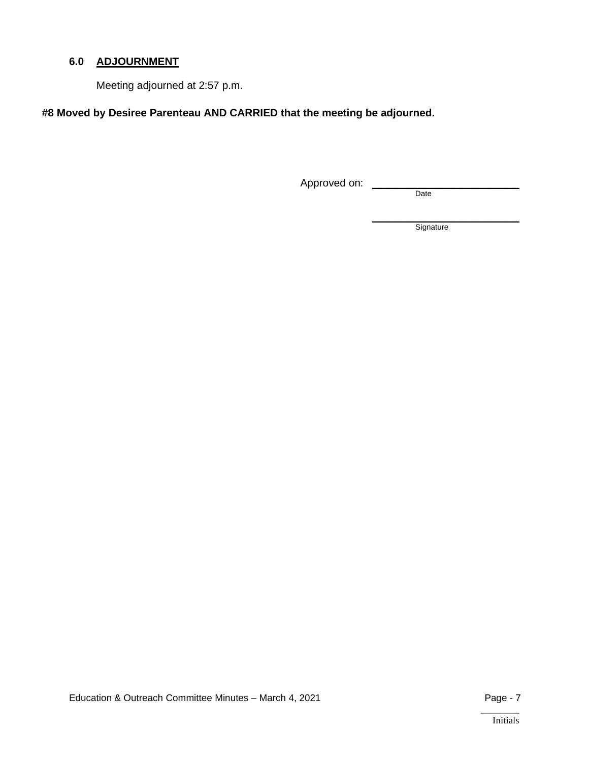## 6.0 ADJOURNMENT

Meeting adjourned at 2:57 p.m.

**#8 Moved by Desiree Parenteau AND CARRIED that the meeting be adjourned.**

Approved on: ____________________
Date

____________________
Signature

________
Initials